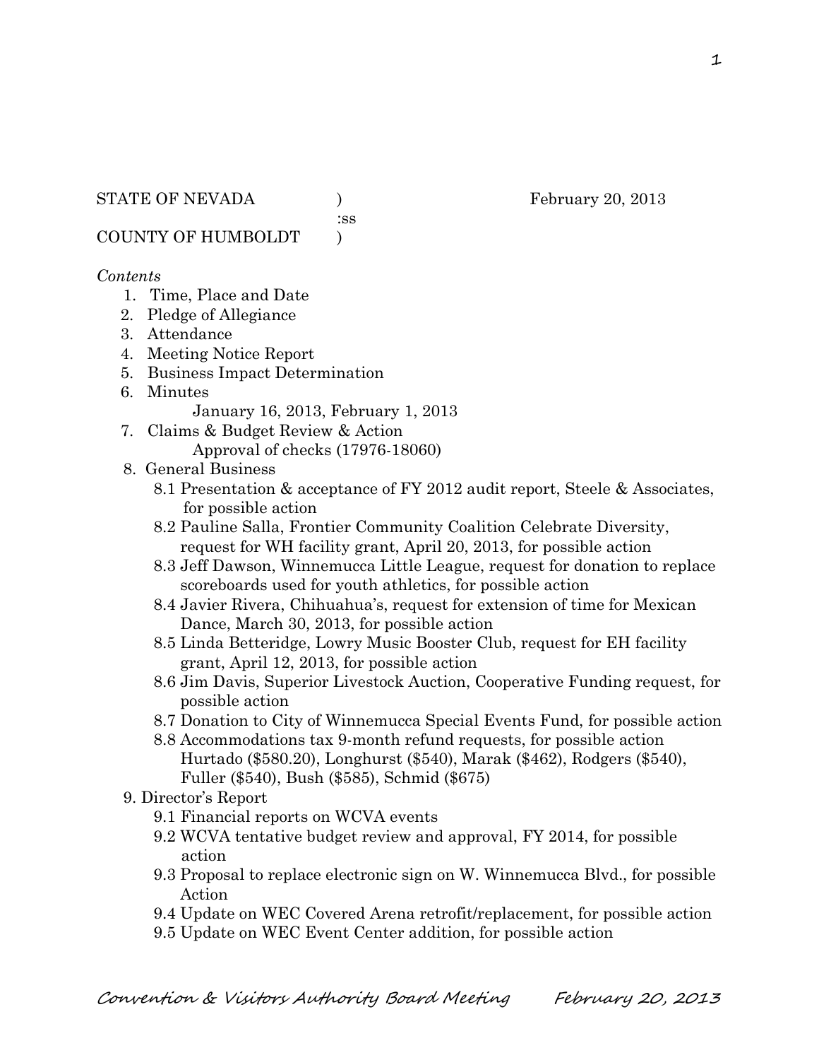STATE OF NEVADA ) February 20, 2013
:ss
COUNTY OF HUMBOLDT )

*Contents*

1. Time, Place and Date
2. Pledge of Allegiance
3. Attendance
4. Meeting Notice Report
5. Business Impact Determination
6. Minutes
   January 16, 2013, February 1, 2013
7. Claims & Budget Review & Action
   Approval of checks (17976-18060)
8. General Business
   - 8.1 Presentation & acceptance of FY 2012 audit report, Steele & Associates, for possible action
   - 8.2 Pauline Salla, Frontier Community Coalition Celebrate Diversity, request for WH facility grant, April 20, 2013, for possible action
   - 8.3 Jeff Dawson, Winnemucca Little League, request for donation to replace scoreboards used for youth athletics, for possible action
   - 8.4 Javier Rivera, Chihuahua's, request for extension of time for Mexican Dance, March 30, 2013, for possible action
   - 8.5 Linda Betteridge, Lowry Music Booster Club, request for EH facility grant, April 12, 2013, for possible action
   - 8.6 Jim Davis, Superior Livestock Auction, Cooperative Funding request, for possible action
   - 8.7 Donation to City of Winnemucca Special Events Fund, for possible action
   - 8.8 Accommodations tax 9-month refund requests, for possible action
     Hurtado ($580.20), Longhurst ($540), Marak ($462), Rodgers ($540), Fuller ($540), Bush ($585), Schmid ($675)
9. Director's Report
   - 9.1 Financial reports on WCVA events
   - 9.2 WCVA tentative budget review and approval, FY 2014, for possible action
   - 9.3 Proposal to replace electronic sign on W. Winnemucca Blvd., for possible Action
   - 9.4 Update on WEC Covered Arena retrofit/replacement, for possible action
   - 9.5 Update on WEC Event Center addition, for possible action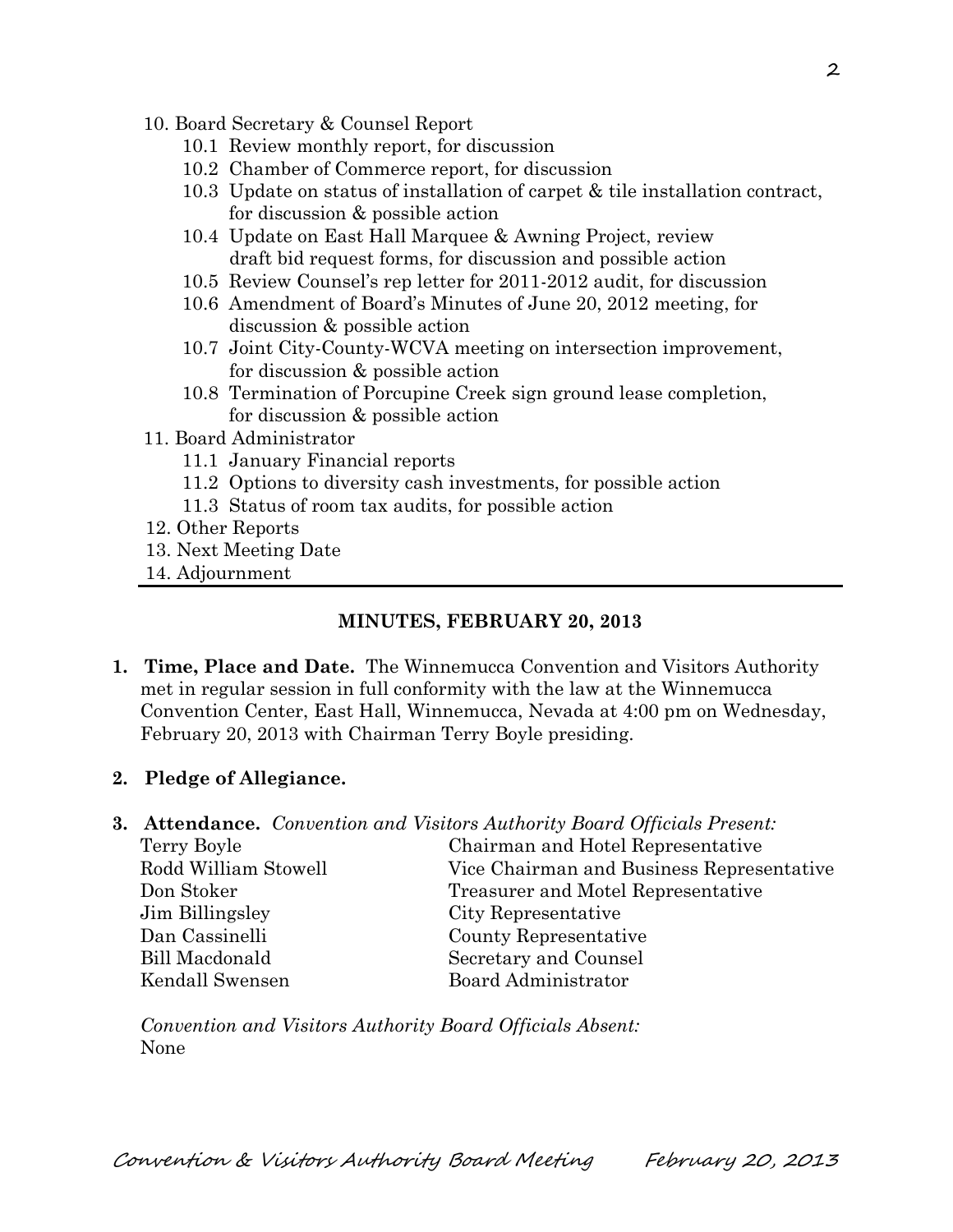10. Board Secretary & Counsel Report
    - 10.1 Review monthly report, for discussion
    - 10.2 Chamber of Commerce report, for discussion
    - 10.3 Update on status of installation of carpet & tile installation contract, for discussion & possible action
    - 10.4 Update on East Hall Marquee & Awning Project, review draft bid request forms, for discussion and possible action
    - 10.5 Review Counsel's rep letter for 2011-2012 audit, for discussion
    - 10.6 Amendment of Board's Minutes of June 20, 2012 meeting, for discussion & possible action
    - 10.7 Joint City-County-WCVA meeting on intersection improvement, for discussion & possible action
    - 10.8 Termination of Porcupine Creek sign ground lease completion, for discussion & possible action
11. Board Administrator
    - 11.1 January Financial reports
    - 11.2 Options to diversity cash investments, for possible action
    - 11.3 Status of room tax audits, for possible action
12. Other Reports
13. Next Meeting Date
14. Adjournment

## MINUTES, FEBRUARY 20, 2013

1. **Time, Place and Date.** The Winnemucca Convention and Visitors Authority met in regular session in full conformity with the law at the Winnemucca Convention Center, East Hall, Winnemucca, Nevada at 4:00 pm on Wednesday, February 20, 2013 with Chairman Terry Boyle presiding.

2. **Pledge of Allegiance.**

3. **Attendance.** *Convention and Visitors Authority Board Officials Present:*

| | |
|---|---|
| Terry Boyle | Chairman and Hotel Representative |
| Rodd William Stowell | Vice Chairman and Business Representative |
| Don Stoker | Treasurer and Motel Representative |
| Jim Billingsley | City Representative |
| Dan Cassinelli | County Representative |
| Bill Macdonald | Secretary and Counsel |
| Kendall Swensen | Board Administrator |

*Convention and Visitors Authority Board Officials Absent:*
None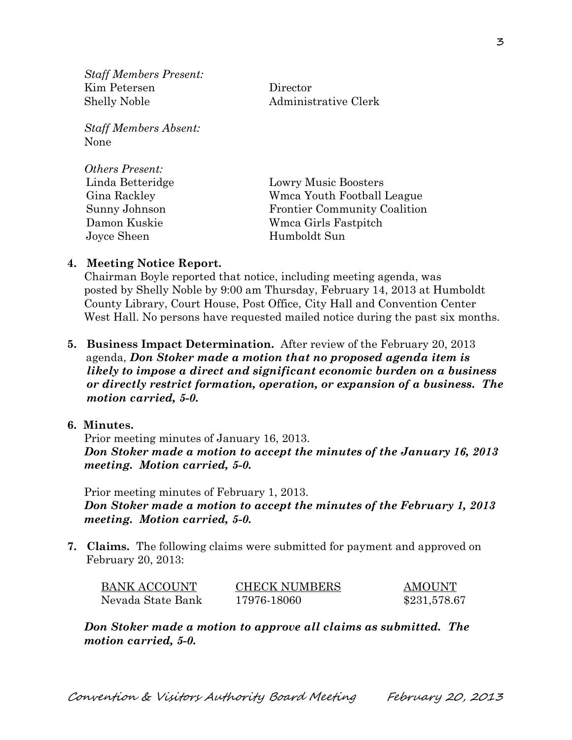*Staff Members Present:*

| | |
|---|---|
| Kim Petersen | Director |
| Shelly Noble | Administrative Clerk |

*Staff Members Absent:*
None

*Others Present:*

| | |
|---|---|
| Linda Betteridge | Lowry Music Boosters |
| Gina Rackley | Wmca Youth Football League |
| Sunny Johnson | Frontier Community Coalition |
| Damon Kuskie | Wmca Girls Fastpitch |
| Joyce Sheen | Humboldt Sun |

**4. Meeting Notice Report.**
Chairman Boyle reported that notice, including meeting agenda, was posted by Shelly Noble by 9:00 am Thursday, February 14, 2013 at Humboldt County Library, Court House, Post Office, City Hall and Convention Center West Hall. No persons have requested mailed notice during the past six months.

**5. Business Impact Determination.** After review of the February 20, 2013 agenda, ***Don Stoker made a motion that no proposed agenda item is likely to impose a direct and significant economic burden on a business or directly restrict formation, operation, or expansion of a business. The motion carried, 5-0.***

**6. Minutes.**
Prior meeting minutes of January 16, 2013.
***Don Stoker made a motion to accept the minutes of the January 16, 2013 meeting. Motion carried, 5-0.***

Prior meeting minutes of February 1, 2013.
***Don Stoker made a motion to accept the minutes of the February 1, 2013 meeting. Motion carried, 5-0.***

**7. Claims.** The following claims were submitted for payment and approved on February 20, 2013:

| BANK ACCOUNT | CHECK NUMBERS | AMOUNT |
|---|---|---|
| Nevada State Bank | 17976-18060 | $231,578.67 |

***Don Stoker made a motion to approve all claims as submitted. The motion carried, 5-0.***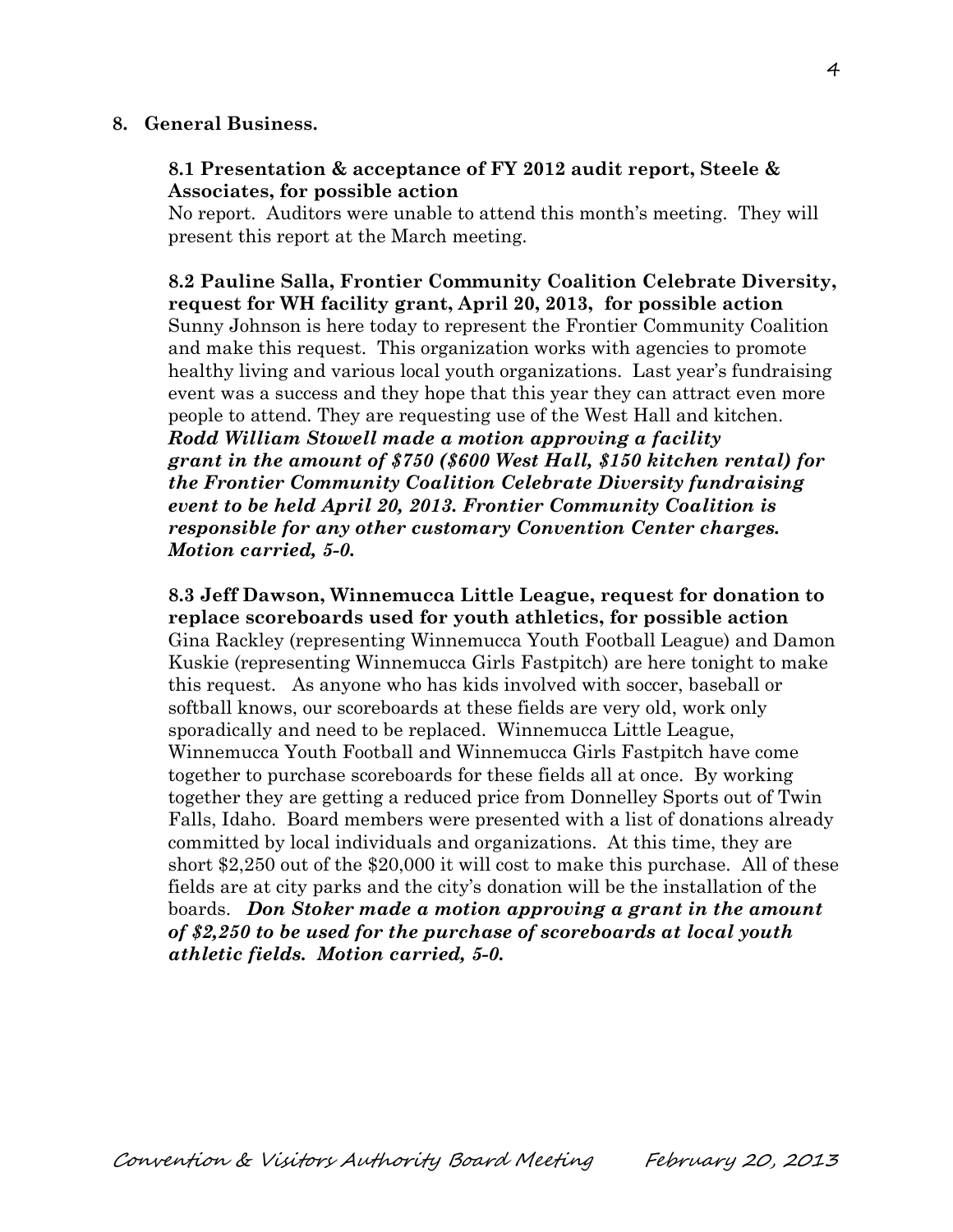**8. General Business.**

**8.1 Presentation & acceptance of FY 2012 audit report, Steele & Associates, for possible action**

No report. Auditors were unable to attend this month's meeting. They will present this report at the March meeting.

**8.2 Pauline Salla, Frontier Community Coalition Celebrate Diversity, request for WH facility grant, April 20, 2013, for possible action**

Sunny Johnson is here today to represent the Frontier Community Coalition and make this request. This organization works with agencies to promote healthy living and various local youth organizations. Last year's fundraising event was a success and they hope that this year they can attract even more people to attend. They are requesting use of the West Hall and kitchen. ***Rodd William Stowell made a motion approving a facility grant in the amount of $750 ($600 West Hall, $150 kitchen rental) for the Frontier Community Coalition Celebrate Diversity fundraising event to be held April 20, 2013. Frontier Community Coalition is responsible for any other customary Convention Center charges. Motion carried, 5-0.***

**8.3 Jeff Dawson, Winnemucca Little League, request for donation to replace scoreboards used for youth athletics, for possible action**

Gina Rackley (representing Winnemucca Youth Football League) and Damon Kuskie (representing Winnemucca Girls Fastpitch) are here tonight to make this request. As anyone who has kids involved with soccer, baseball or softball knows, our scoreboards at these fields are very old, work only sporadically and need to be replaced. Winnemucca Little League, Winnemucca Youth Football and Winnemucca Girls Fastpitch have come together to purchase scoreboards for these fields all at once. By working together they are getting a reduced price from Donnelley Sports out of Twin Falls, Idaho. Board members were presented with a list of donations already committed by local individuals and organizations. At this time, they are short $2,250 out of the $20,000 it will cost to make this purchase. All of these fields are at city parks and the city's donation will be the installation of the boards. ***Don Stoker made a motion approving a grant in the amount of $2,250 to be used for the purchase of scoreboards at local youth athletic fields. Motion carried, 5-0.***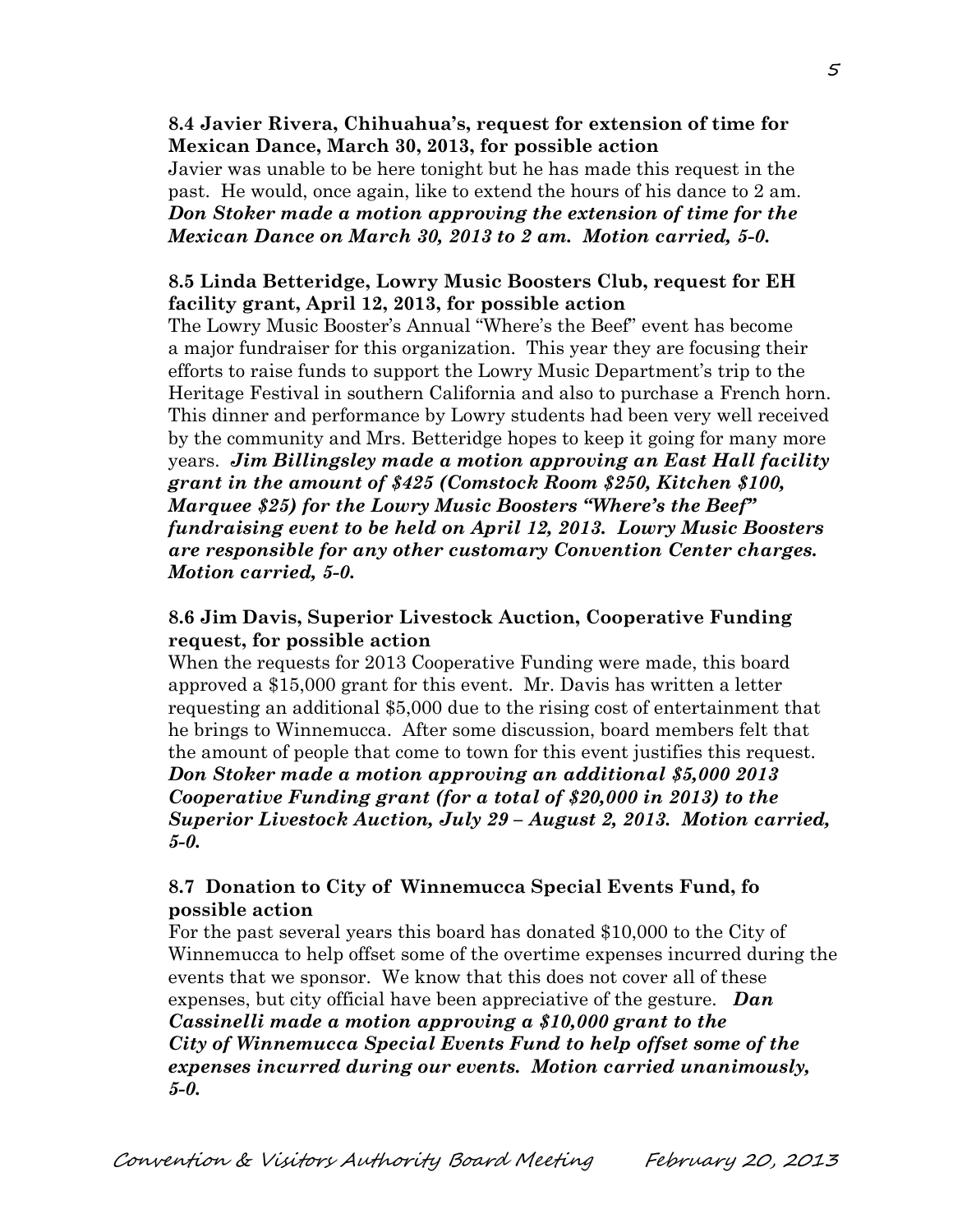**8.4 Javier Rivera, Chihuahua's, request for extension of time for Mexican Dance, March 30, 2013, for possible action**

Javier was unable to be here tonight but he has made this request in the past. He would, once again, like to extend the hours of his dance to 2 am. ***Don Stoker made a motion approving the extension of time for the Mexican Dance on March 30, 2013 to 2 am. Motion carried, 5-0.***

**8.5 Linda Betteridge, Lowry Music Boosters Club, request for EH facility grant, April 12, 2013, for possible action**

The Lowry Music Booster's Annual "Where's the Beef" event has become a major fundraiser for this organization. This year they are focusing their efforts to raise funds to support the Lowry Music Department's trip to the Heritage Festival in southern California and also to purchase a French horn. This dinner and performance by Lowry students had been very well received by the community and Mrs. Betteridge hopes to keep it going for many more years. ***Jim Billingsley made a motion approving an East Hall facility grant in the amount of $425 (Comstock Room $250, Kitchen $100, Marquee $25) for the Lowry Music Boosters "Where's the Beef" fundraising event to be held on April 12, 2013. Lowry Music Boosters are responsible for any other customary Convention Center charges. Motion carried, 5-0.***

**8.6 Jim Davis, Superior Livestock Auction, Cooperative Funding request, for possible action**

When the requests for 2013 Cooperative Funding were made, this board approved a $15,000 grant for this event. Mr. Davis has written a letter requesting an additional $5,000 due to the rising cost of entertainment that he brings to Winnemucca. After some discussion, board members felt that the amount of people that come to town for this event justifies this request. ***Don Stoker made a motion approving an additional $5,000 2013 Cooperative Funding grant (for a total of $20,000 in 2013) to the Superior Livestock Auction, July 29 – August 2, 2013. Motion carried, 5-0.***

**8.7 Donation to City of Winnemucca Special Events Fund, fo possible action**

For the past several years this board has donated $10,000 to the City of Winnemucca to help offset some of the overtime expenses incurred during the events that we sponsor. We know that this does not cover all of these expenses, but city official have been appreciative of the gesture. ***Dan Cassinelli made a motion approving a $10,000 grant to the City of Winnemucca Special Events Fund to help offset some of the expenses incurred during our events. Motion carried unanimously, 5-0.***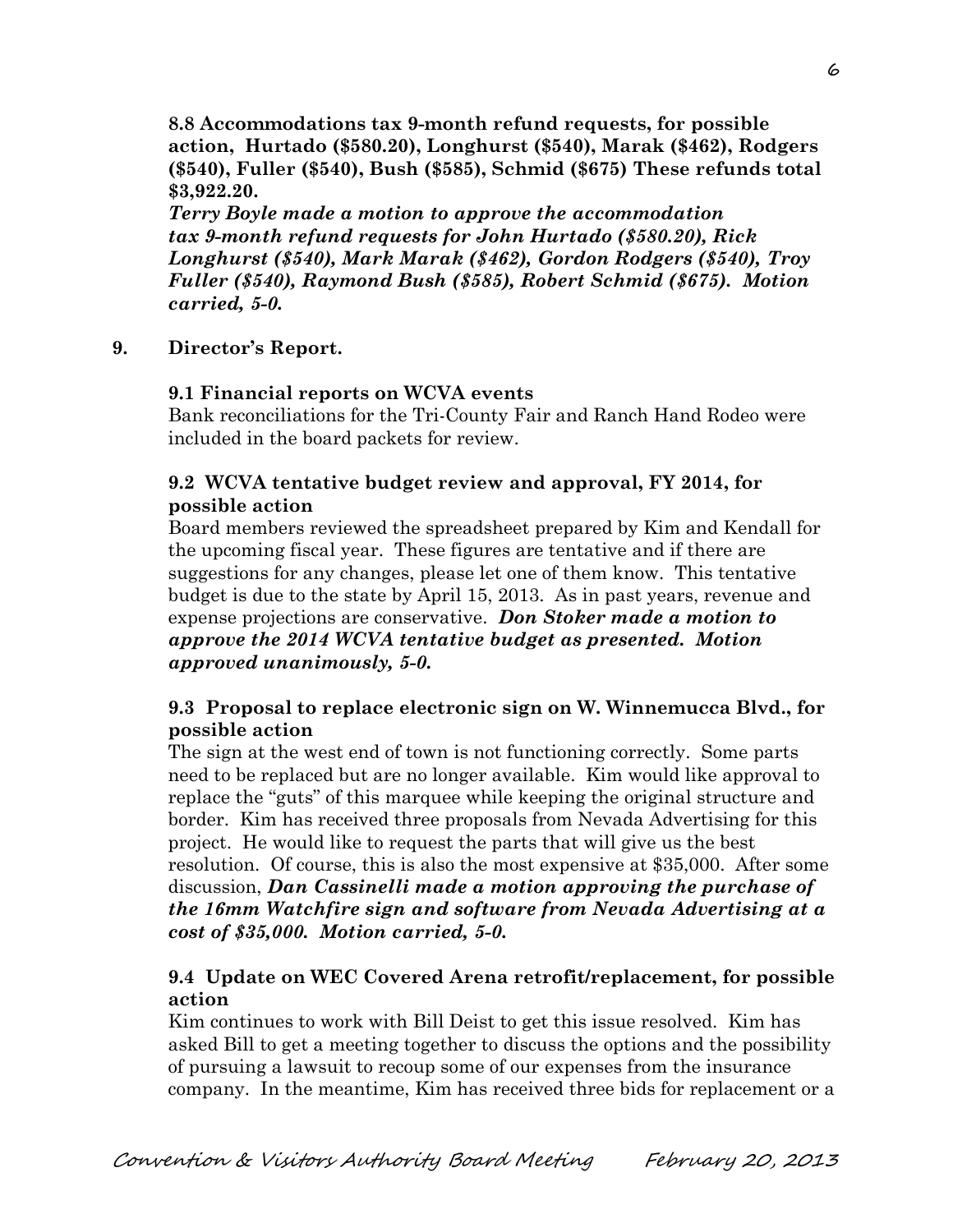**8.8 Accommodations tax 9-month refund requests, for possible action, Hurtado ($580.20), Longhurst ($540), Marak ($462), Rodgers ($540), Fuller ($540), Bush ($585), Schmid ($675) These refunds total $3,922.20.**

***Terry Boyle made a motion to approve the accommodation tax 9-month refund requests for John Hurtado ($580.20), Rick Longhurst ($540), Mark Marak ($462), Gordon Rodgers ($540), Troy Fuller ($540), Raymond Bush ($585), Robert Schmid ($675). Motion carried, 5-0.***

## 9. Director's Report.

**9.1 Financial reports on WCVA events**

Bank reconciliations for the Tri-County Fair and Ranch Hand Rodeo were included in the board packets for review.

**9.2 WCVA tentative budget review and approval, FY 2014, for possible action**

Board members reviewed the spreadsheet prepared by Kim and Kendall for the upcoming fiscal year. These figures are tentative and if there are suggestions for any changes, please let one of them know. This tentative budget is due to the state by April 15, 2013. As in past years, revenue and expense projections are conservative. ***Don Stoker made a motion to approve the 2014 WCVA tentative budget as presented. Motion approved unanimously, 5-0.***

**9.3 Proposal to replace electronic sign on W. Winnemucca Blvd., for possible action**

The sign at the west end of town is not functioning correctly. Some parts need to be replaced but are no longer available. Kim would like approval to replace the "guts" of this marquee while keeping the original structure and border. Kim has received three proposals from Nevada Advertising for this project. He would like to request the parts that will give us the best resolution. Of course, this is also the most expensive at $35,000. After some discussion, ***Dan Cassinelli made a motion approving the purchase of the 16mm Watchfire sign and software from Nevada Advertising at a cost of $35,000. Motion carried, 5-0.***

**9.4 Update on WEC Covered Arena retrofit/replacement, for possible action**

Kim continues to work with Bill Deist to get this issue resolved. Kim has asked Bill to get a meeting together to discuss the options and the possibility of pursuing a lawsuit to recoup some of our expenses from the insurance company. In the meantime, Kim has received three bids for replacement or a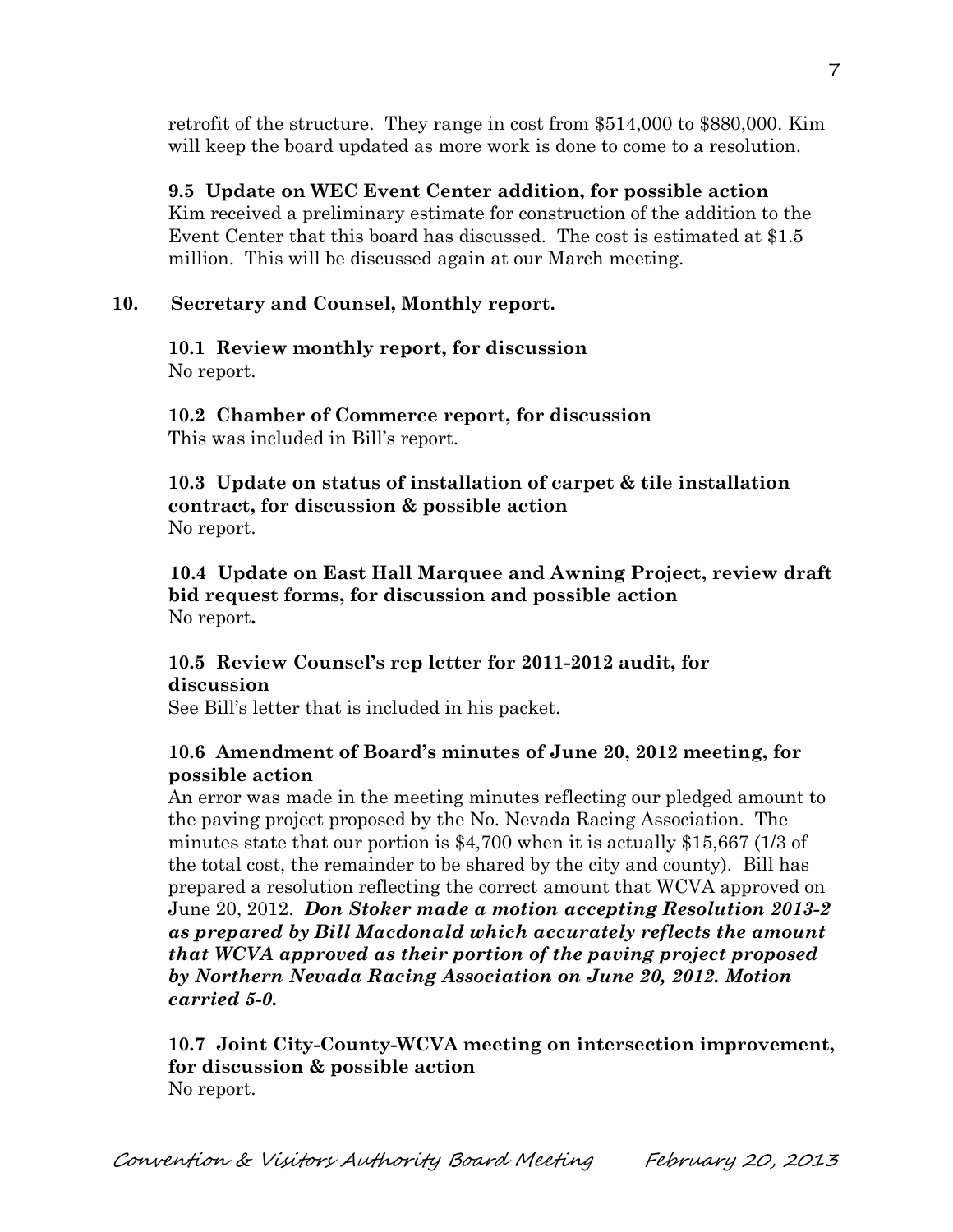retrofit of the structure. They range in cost from $514,000 to $880,000. Kim will keep the board updated as more work is done to come to a resolution.

**9.5 Update on WEC Event Center addition, for possible action**
Kim received a preliminary estimate for construction of the addition to the Event Center that this board has discussed. The cost is estimated at $1.5 million. This will be discussed again at our March meeting.

## 10. Secretary and Counsel, Monthly report.

**10.1 Review monthly report, for discussion**
No report.

**10.2 Chamber of Commerce report, for discussion**
This was included in Bill's report.

**10.3 Update on status of installation of carpet & tile installation contract, for discussion & possible action**
No report.

**10.4 Update on East Hall Marquee and Awning Project, review draft bid request forms, for discussion and possible action**
No report**.**

**10.5 Review Counsel's rep letter for 2011-2012 audit, for discussion**
See Bill's letter that is included in his packet.

**10.6 Amendment of Board's minutes of June 20, 2012 meeting, for possible action**
An error was made in the meeting minutes reflecting our pledged amount to the paving project proposed by the No. Nevada Racing Association. The minutes state that our portion is $4,700 when it is actually $15,667 (1/3 of the total cost, the remainder to be shared by the city and county). Bill has prepared a resolution reflecting the correct amount that WCVA approved on June 20, 2012. ***Don Stoker made a motion accepting Resolution 2013-2 as prepared by Bill Macdonald which accurately reflects the amount that WCVA approved as their portion of the paving project proposed by Northern Nevada Racing Association on June 20, 2012. Motion carried 5-0.***

**10.7 Joint City-County-WCVA meeting on intersection improvement, for discussion & possible action**
No report.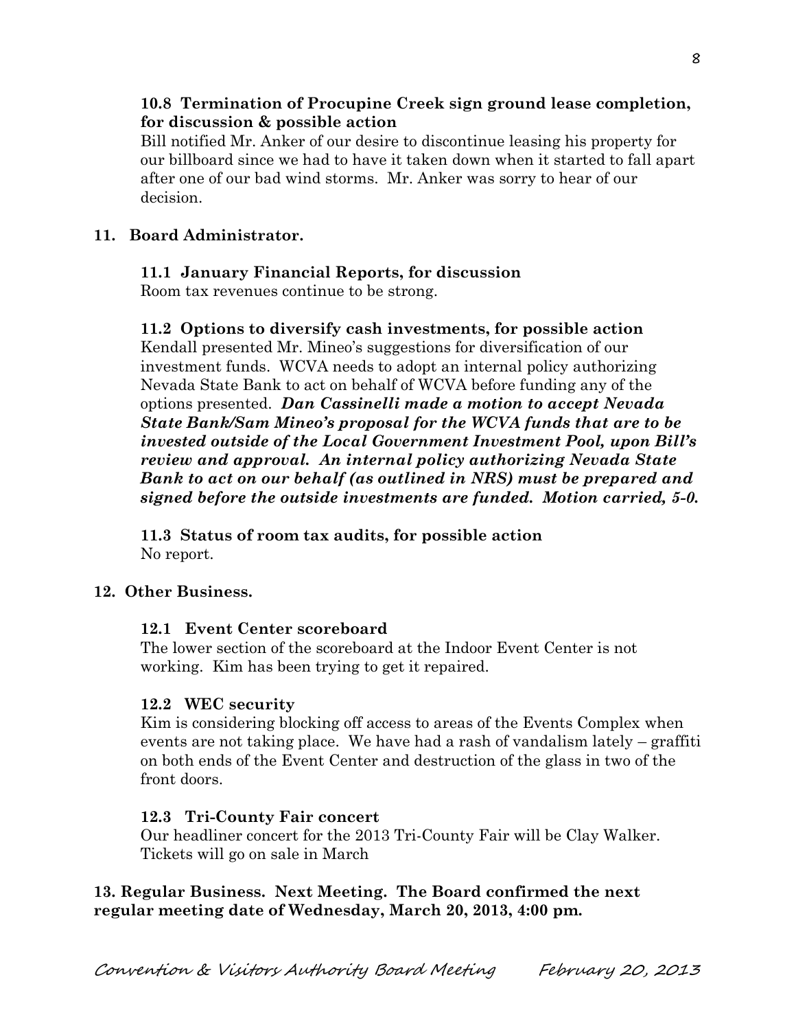**10.8 Termination of Procupine Creek sign ground lease completion, for discussion & possible action**

Bill notified Mr. Anker of our desire to discontinue leasing his property for our billboard since we had to have it taken down when it started to fall apart after one of our bad wind storms. Mr. Anker was sorry to hear of our decision.

**11. Board Administrator.**

**11.1 January Financial Reports, for discussion**

Room tax revenues continue to be strong.

**11.2 Options to diversify cash investments, for possible action**

Kendall presented Mr. Mineo's suggestions for diversification of our investment funds. WCVA needs to adopt an internal policy authorizing Nevada State Bank to act on behalf of WCVA before funding any of the options presented. ***Dan Cassinelli made a motion to accept Nevada State Bank/Sam Mineo's proposal for the WCVA funds that are to be invested outside of the Local Government Investment Pool, upon Bill's review and approval. An internal policy authorizing Nevada State Bank to act on our behalf (as outlined in NRS) must be prepared and signed before the outside investments are funded. Motion carried, 5-0.***

**11.3 Status of room tax audits, for possible action**

No report.

**12. Other Business.**

**12.1 Event Center scoreboard**

The lower section of the scoreboard at the Indoor Event Center is not working. Kim has been trying to get it repaired.

**12.2 WEC security**

Kim is considering blocking off access to areas of the Events Complex when events are not taking place. We have had a rash of vandalism lately – graffiti on both ends of the Event Center and destruction of the glass in two of the front doors.

**12.3 Tri-County Fair concert**

Our headliner concert for the 2013 Tri-County Fair will be Clay Walker. Tickets will go on sale in March

**13. Regular Business. Next Meeting. The Board confirmed the next regular meeting date of Wednesday, March 20, 2013, 4:00 pm.**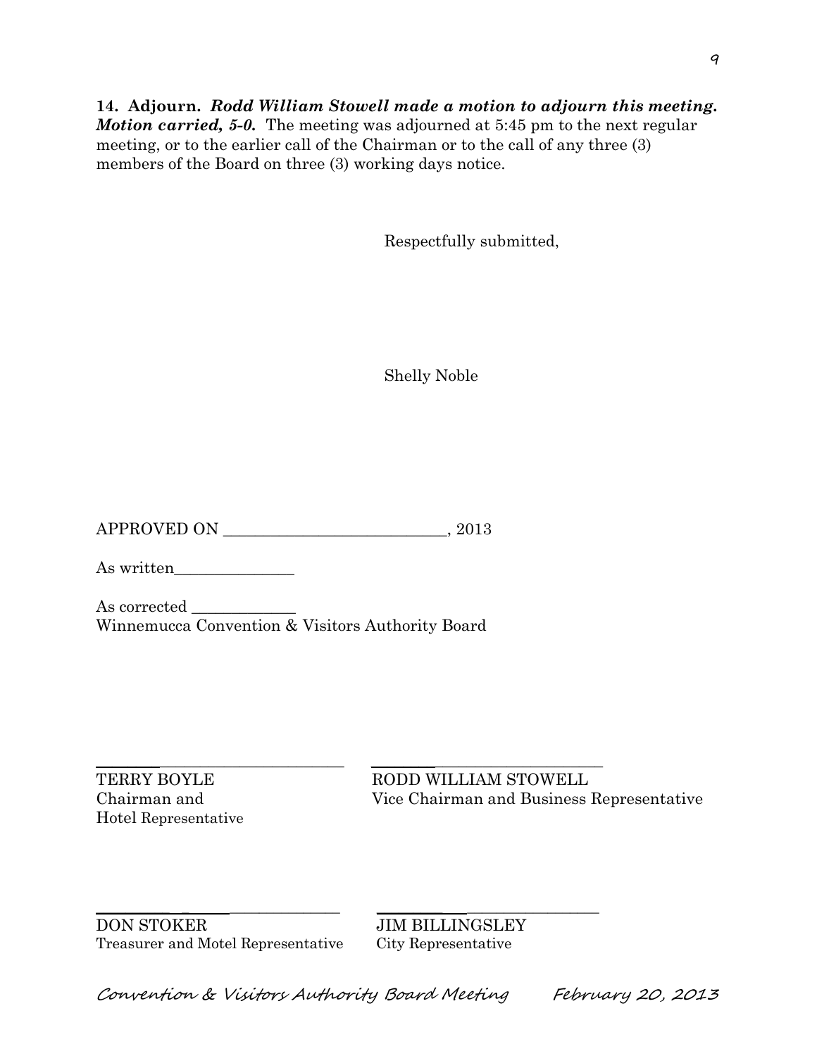**14. Adjourn.** ***Rodd William Stowell made a motion to adjourn this meeting. Motion carried, 5-0.*** The meeting was adjourned at 5:45 pm to the next regular meeting, or to the earlier call of the Chairman or to the call of any three (3) members of the Board on three (3) working days notice.

Respectfully submitted,

Shelly Noble

APPROVED ON ___________________________, 2013

As written_______________

As corrected _____________
Winnemucca Convention & Visitors Authority Board

_______________________________

TERRY BOYLE
Chairman and
Hotel Representative

_______________________________

RODD WILLIAM STOWELL
Vice Chairman and Business Representative

_______________________________

DON STOKER
Treasurer and Motel Representative

_______________________________

JIM BILLINGSLEY
City Representative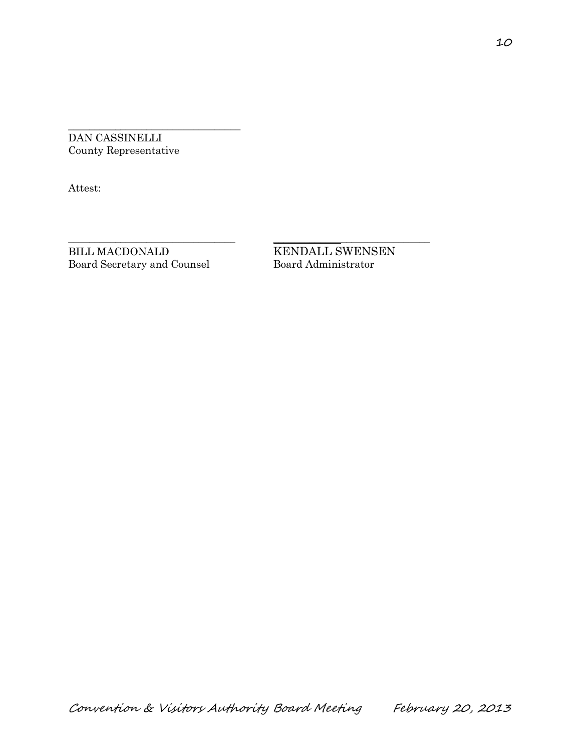\_\_\_\_\_\_\_\_\_\_\_\_\_\_\_\_\_\_\_\_\_\_\_\_\_\_\_\_\_\_\_\_

DAN CASSINELLI
County Representative

Attest:

\_\_\_\_\_\_\_\_\_\_\_\_\_\_\_\_\_\_\_\_\_\_\_\_\_\_\_\_\_\_\_\_

BILL MACDONALD
Board Secretary and Counsel

\_\_\_\_\_\_\_\_\_\_\_\_\_\_\_\_\_\_\_\_\_\_\_\_\_\_\_\_\_\_\_\_

KENDALL SWENSEN
Board Administrator